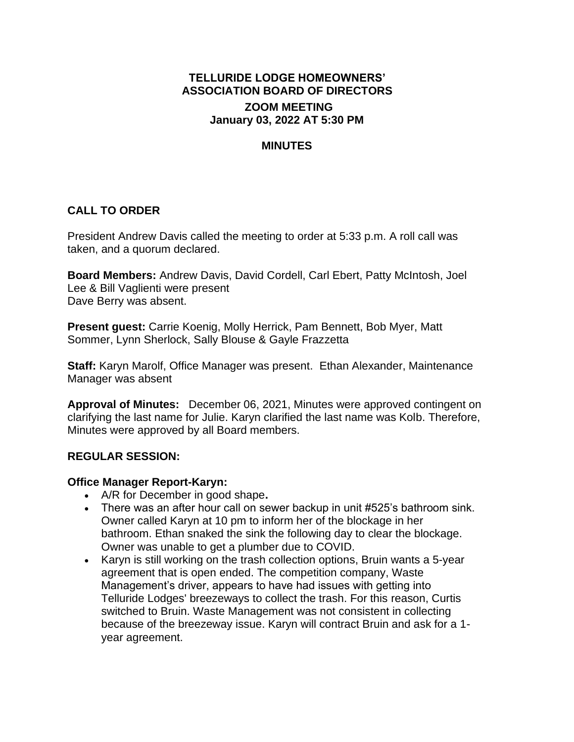# TELLURIDE LODGE HOMEOWNERS' ASSOCIATION BOARD OF DIRECTORS

## ZOOM MEETING
## January 03, 2022 AT 5:30 PM

## MINUTES

### CALL TO ORDER

President Andrew Davis called the meeting to order at 5:33 p.m. A roll call was taken, and a quorum declared.

**Board Members:** Andrew Davis, David Cordell, Carl Ebert, Patty McIntosh, Joel Lee & Bill Vaglienti were present
Dave Berry was absent.

**Present guest:** Carrie Koenig, Molly Herrick, Pam Bennett, Bob Myer, Matt Sommer, Lynn Sherlock, Sally Blouse & Gayle Frazzetta

**Staff:** Karyn Marolf, Office Manager was present. Ethan Alexander, Maintenance Manager was absent

**Approval of Minutes:** December 06, 2021, Minutes were approved contingent on clarifying the last name for Julie. Karyn clarified the last name was Kolb. Therefore, Minutes were approved by all Board members.

### REGULAR SESSION:

**Office Manager Report-Karyn:**

- A/R for December in good shape**.**
- There was an after hour call on sewer backup in unit #525's bathroom sink. Owner called Karyn at 10 pm to inform her of the blockage in her bathroom. Ethan snaked the sink the following day to clear the blockage. Owner was unable to get a plumber due to COVID.
- Karyn is still working on the trash collection options, Bruin wants a 5-year agreement that is open ended. The competition company, Waste Management's driver, appears to have had issues with getting into Telluride Lodges' breezeways to collect the trash. For this reason, Curtis switched to Bruin. Waste Management was not consistent in collecting because of the breezeway issue. Karyn will contract Bruin and ask for a 1-year agreement.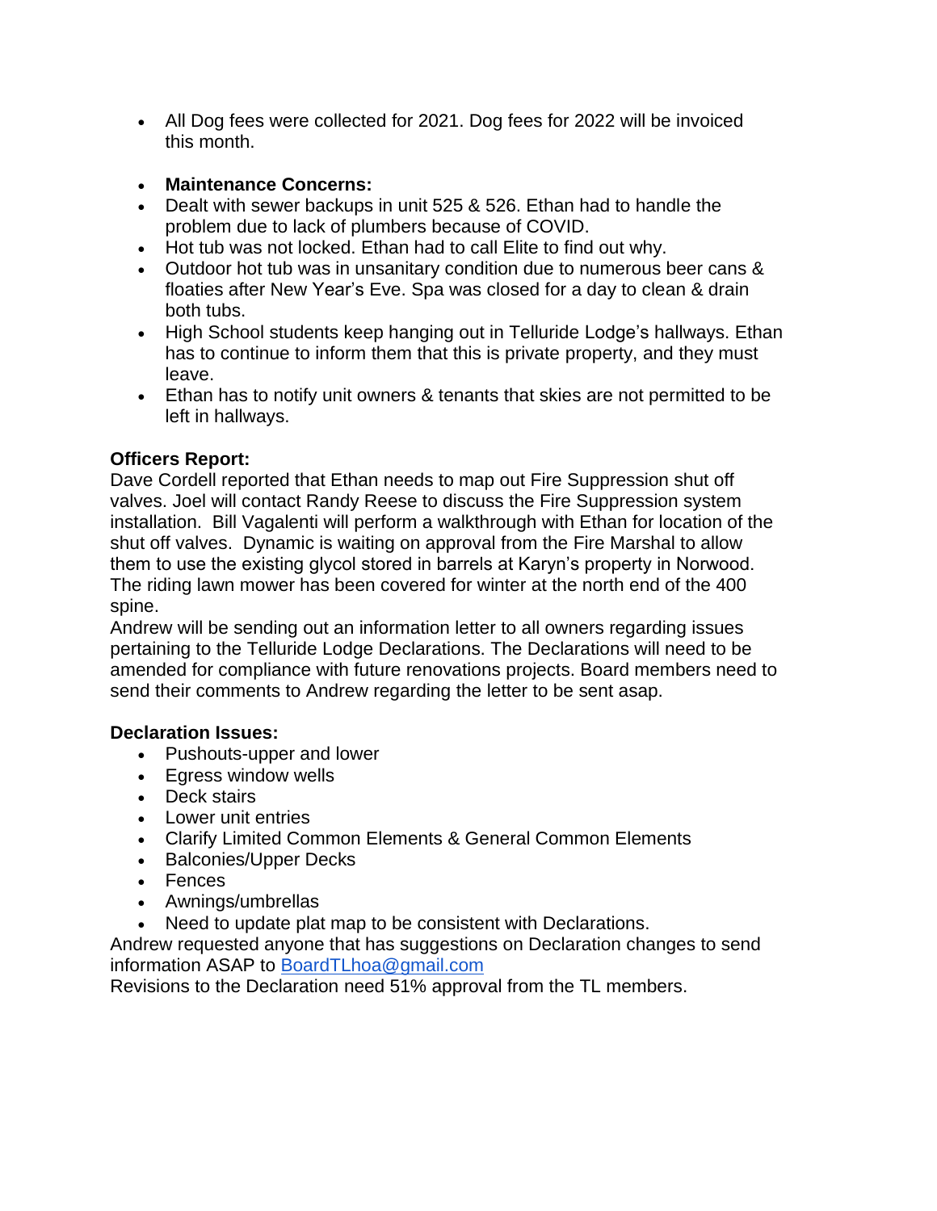- All Dog fees were collected for 2021. Dog fees for 2022 will be invoiced this month.

- **Maintenance Concerns:**
- Dealt with sewer backups in unit 525 & 526. Ethan had to handle the problem due to lack of plumbers because of COVID.
- Hot tub was not locked. Ethan had to call Elite to find out why.
- Outdoor hot tub was in unsanitary condition due to numerous beer cans & floaties after New Year's Eve. Spa was closed for a day to clean & drain both tubs.
- High School students keep hanging out in Telluride Lodge's hallways. Ethan has to continue to inform them that this is private property, and they must leave.
- Ethan has to notify unit owners & tenants that skies are not permitted to be left in hallways.

**Officers Report:**

Dave Cordell reported that Ethan needs to map out Fire Suppression shut off valves. Joel will contact Randy Reese to discuss the Fire Suppression system installation. Bill Vagalenti will perform a walkthrough with Ethan for location of the shut off valves. Dynamic is waiting on approval from the Fire Marshal to allow them to use the existing glycol stored in barrels at Karyn's property in Norwood. The riding lawn mower has been covered for winter at the north end of the 400 spine.

Andrew will be sending out an information letter to all owners regarding issues pertaining to the Telluride Lodge Declarations. The Declarations will need to be amended for compliance with future renovations projects. Board members need to send their comments to Andrew regarding the letter to be sent asap.

**Declaration Issues:**

- Pushouts-upper and lower
- Egress window wells
- Deck stairs
- Lower unit entries
- Clarify Limited Common Elements & General Common Elements
- Balconies/Upper Decks
- Fences
- Awnings/umbrellas
- Need to update plat map to be consistent with Declarations.

Andrew requested anyone that has suggestions on Declaration changes to send information ASAP to BoardTLhoa@gmail.com

Revisions to the Declaration need 51% approval from the TL members.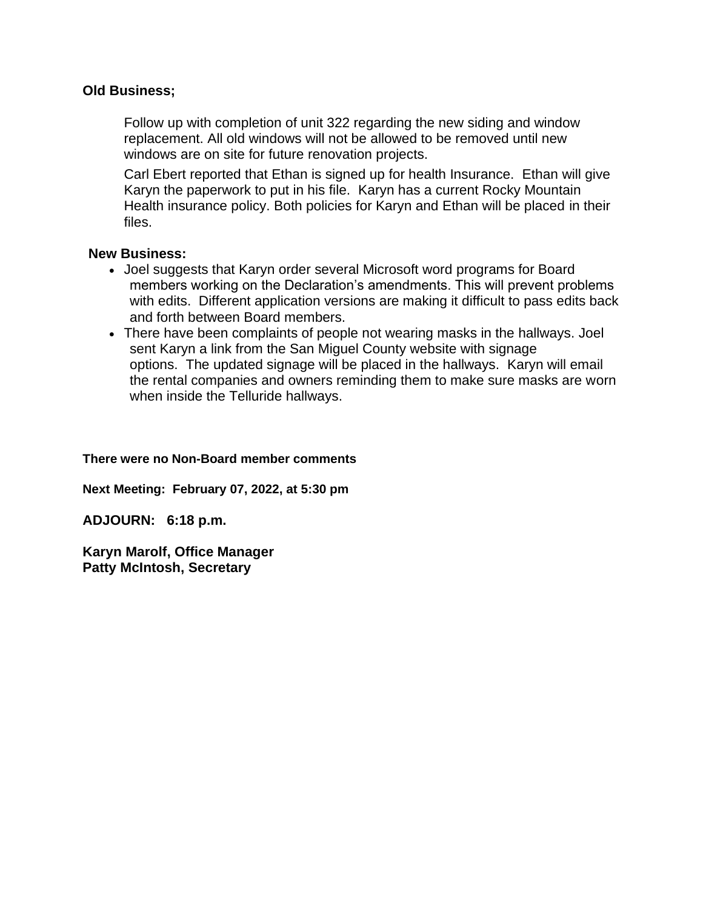**Old Business;**

Follow up with completion of unit 322 regarding the new siding and window replacement. All old windows will not be allowed to be removed until new windows are on site for future renovation projects.

Carl Ebert reported that Ethan is signed up for health Insurance. Ethan will give Karyn the paperwork to put in his file. Karyn has a current Rocky Mountain Health insurance policy. Both policies for Karyn and Ethan will be placed in their files.

**New Business:**

- Joel suggests that Karyn order several Microsoft word programs for Board members working on the Declaration's amendments. This will prevent problems with edits. Different application versions are making it difficult to pass edits back and forth between Board members.
- There have been complaints of people not wearing masks in the hallways. Joel sent Karyn a link from the San Miguel County website with signage options. The updated signage will be placed in the hallways. Karyn will email the rental companies and owners reminding them to make sure masks are worn when inside the Telluride hallways.

**There were no Non-Board member comments**

**Next Meeting: February 07, 2022, at 5:30 pm**

**ADJOURN: 6:18 p.m.**

**Karyn Marolf, Office Manager**
**Patty McIntosh, Secretary**